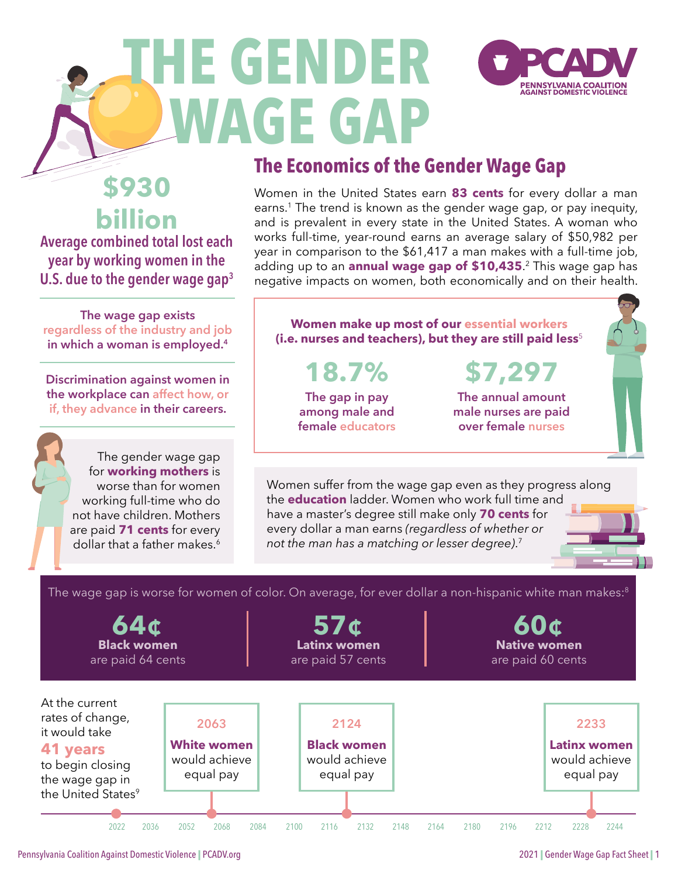# THE GENDER WAGE GAP

PCADV
PENNSYLVANIA COALITION AGAINST DOMESTIC VIOLENCE

**$930 billion**

Average combined total lost each year by working women in the U.S. due to the gender wage gap[3]

## The Economics of the Gender Wage Gap

Women in the United States earn **83 cents** for every dollar a man earns.[1] The trend is known as the gender wage gap, or pay inequity, and is prevalent in every state in the United States. A woman who works full-time, year-round earns an average salary of $50,982 per year in comparison to the $61,417 a man makes with a full-time job, adding up to an **annual wage gap of $10,435**.[2] This wage gap has negative impacts on women, both economically and on their health.

The wage gap exists regardless of the industry and job in which a woman is employed.[4]

Discrimination against women in the workplace can affect how, or if, they advance in their careers.

**Women make up most of our essential workers (i.e. nurses and teachers), but they are still paid less**[5]

**18.7%**
The gap in pay among male and female educators

**$7,297**
The annual amount male nurses are paid over female nurses

The gender wage gap for **working mothers** is worse than for women working full-time who do not have children. Mothers are paid **71 cents** for every dollar that a father makes.[6]

Women suffer from the wage gap even as they progress along the **education** ladder. Women who work full time and have a master's degree still make only **70 cents** for every dollar a man earns *(regardless of whether or not the man has a matching or lesser degree)*.[7]

The wage gap is worse for women of color. On average, for ever dollar a non-hispanic white man makes:[8]

**64¢**
**Black women** are paid 64 cents

**57¢**
**Latinx women** are paid 57 cents

**60¢**
**Native women** are paid 60 cents

At the current rates of change, it would take **41 years** to begin closing the wage gap in the United States[9]

- 2063: **White women** would achieve equal pay
- 2124: **Black women** would achieve equal pay
- 2233: **Latinx women** would achieve equal pay

2022 | 2036 | 2052 | 2068 | 2084 | 2100 | 2116 | 2132 | 2148 | 2164 | 2180 | 2196 | 2212 | 2228 | 2244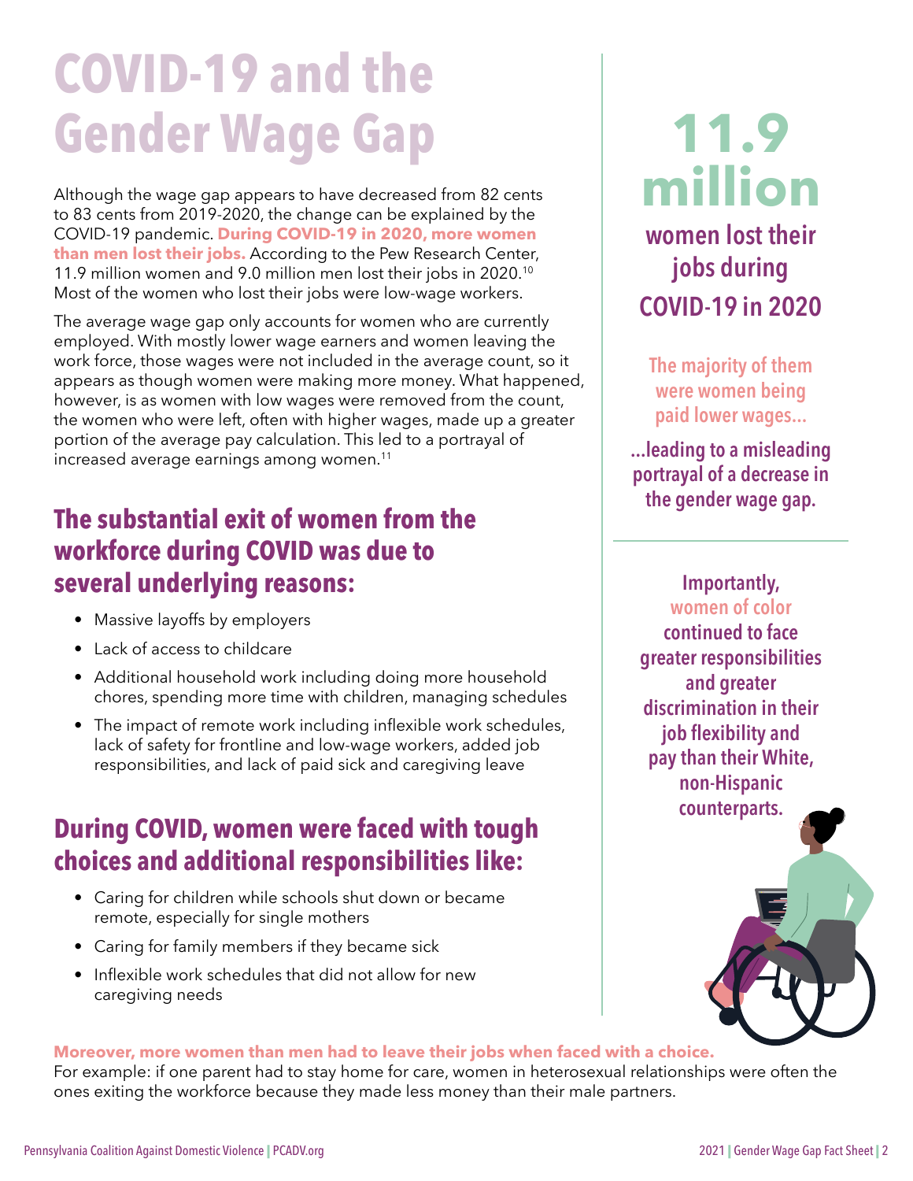# COVID-19 and the Gender Wage Gap

Although the wage gap appears to have decreased from 82 cents to 83 cents from 2019-2020, the change can be explained by the COVID-19 pandemic. **During COVID-19 in 2020, more women than men lost their jobs.** According to the Pew Research Center, 11.9 million women and 9.0 million men lost their jobs in 2020.[10] Most of the women who lost their jobs were low-wage workers.

The average wage gap only accounts for women who are currently employed. With mostly lower wage earners and women leaving the work force, those wages were not included in the average count, so it appears as though women were making more money. What happened, however, is as women with low wages were removed from the count, the women who were left, often with higher wages, made up a greater portion of the average pay calculation. This led to a portrayal of increased average earnings among women.[11]

## The substantial exit of women from the workforce during COVID was due to several underlying reasons:

- Massive layoffs by employers
- Lack of access to childcare
- Additional household work including doing more household chores, spending more time with children, managing schedules
- The impact of remote work including inflexible work schedules, lack of safety for frontline and low-wage workers, added job responsibilities, and lack of paid sick and caregiving leave

## During COVID, women were faced with tough choices and additional responsibilities like:

- Caring for children while schools shut down or became remote, especially for single mothers
- Caring for family members if they became sick
- Inflexible work schedules that did not allow for new caregiving needs

**11.9 million**

**women lost their jobs during COVID-19 in 2020**

**The majority of them were women being paid lower wages...**

**...leading to a misleading portrayal of a decrease in the gender wage gap.**

**Importantly, women of color continued to face greater responsibilities and greater discrimination in their job flexibility and pay than their White, non-Hispanic counterparts.**

**Moreover, more women than men had to leave their jobs when faced with a choice.**
For example: if one parent had to stay home for care, women in heterosexual relationships were often the ones exiting the workforce because they made less money than their male partners.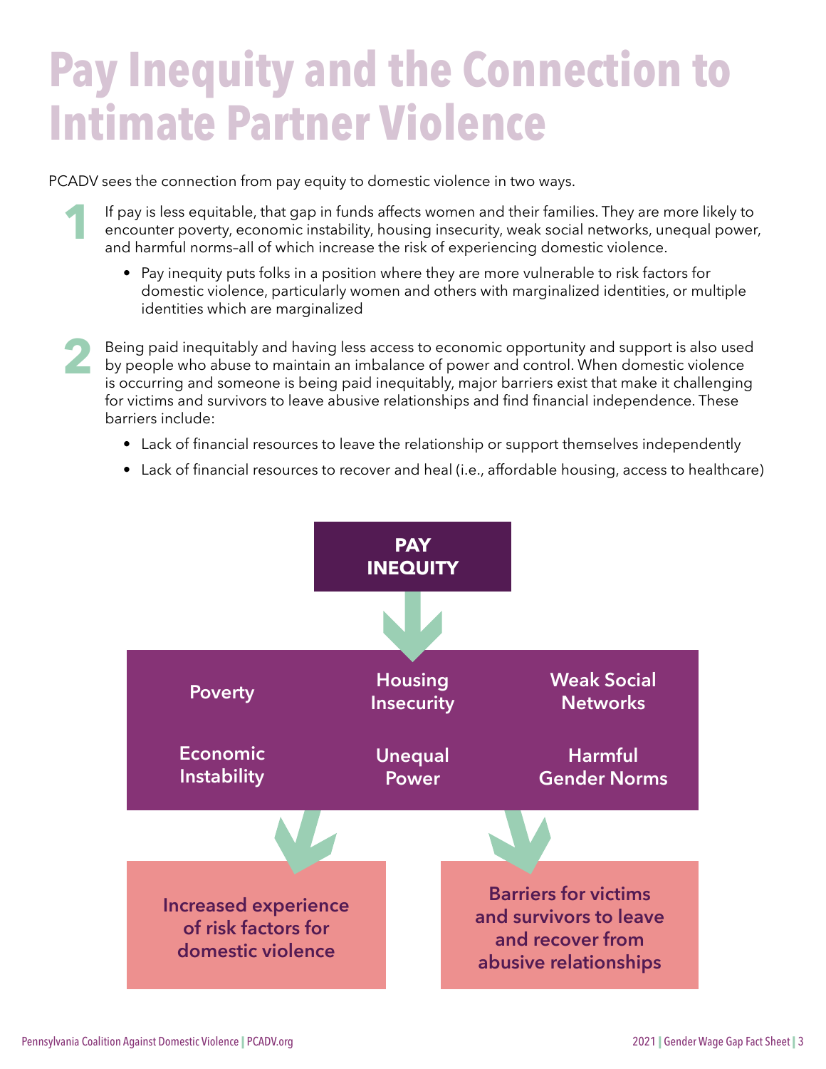# Pay Inequity and the Connection to Intimate Partner Violence

PCADV sees the connection from pay equity to domestic violence in two ways.

1. If pay is less equitable, that gap in funds affects women and their families. They are more likely to encounter poverty, economic instability, housing insecurity, weak social networks, unequal power, and harmful norms–all of which increase the risk of experiencing domestic violence.

   - Pay inequity puts folks in a position where they are more vulnerable to risk factors for domestic violence, particularly women and others with marginalized identities, or multiple identities which are marginalized

2. Being paid inequitably and having less access to economic opportunity and support is also used by people who abuse to maintain an imbalance of power and control. When domestic violence is occurring and someone is being paid inequitably, major barriers exist that make it challenging for victims and survivors to leave abusive relationships and find financial independence. These barriers include:

   - Lack of financial resources to leave the relationship or support themselves independently
   - Lack of financial resources to recover and heal (i.e., affordable housing, access to healthcare)

**PAY INEQUITY**

↓

**Poverty** | **Housing Insecurity** | **Weak Social Networks**

**Economic Instability** | **Unequal Power** | **Harmful Gender Norms**

↓

**Increased experience of risk factors for domestic violence**

**Barriers for victims and survivors to leave and recover from abusive relationships**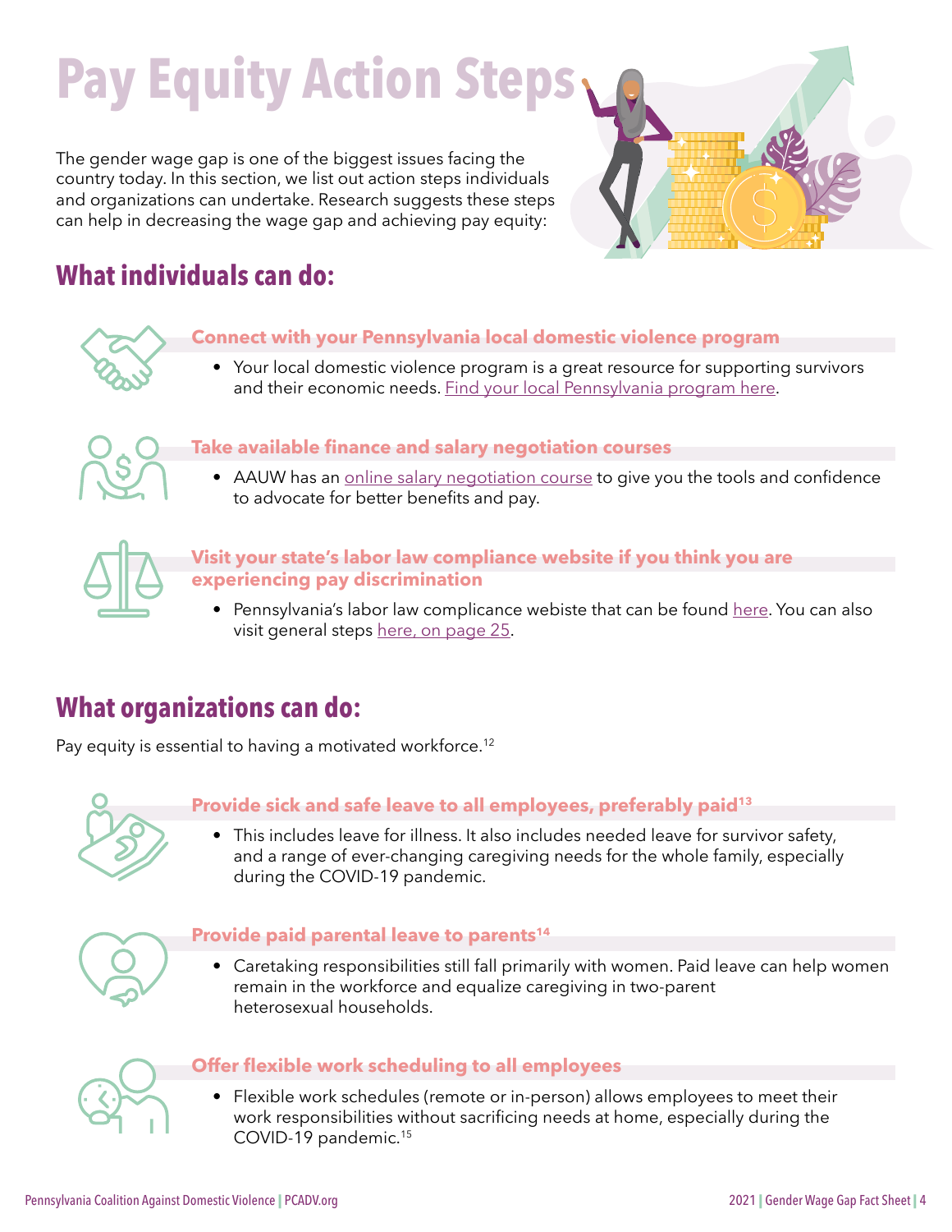# Pay Equity Action Steps

The gender wage gap is one of the biggest issues facing the country today. In this section, we list out action steps individuals and organizations can undertake. Research suggests these steps can help in decreasing the wage gap and achieving pay equity:

## What individuals can do:

### Connect with your Pennsylvania local domestic violence program

- Your local domestic violence program is a great resource for supporting survivors and their economic needs. Find your local Pennsylvania program here.

### Take available finance and salary negotiation courses

- AAUW has an online salary negotiation course to give you the tools and confidence to advocate for better benefits and pay.

### Visit your state's labor law compliance website if you think you are experiencing pay discrimination

- Pennsylvania's labor law complicance webiste that can be found here. You can also visit general steps here, on page 25.

## What organizations can do:

Pay equity is essential to having a motivated workforce.[12]

### Provide sick and safe leave to all employees, preferably paid[13]

- This includes leave for illness. It also includes needed leave for survivor safety, and a range of ever-changing caregiving needs for the whole family, especially during the COVID-19 pandemic.

### Provide paid parental leave to parents[14]

- Caretaking responsibilities still fall primarily with women. Paid leave can help women remain in the workforce and equalize caregiving in two-parent heterosexual households.

### Offer flexible work scheduling to all employees

- Flexible work schedules (remote or in-person) allows employees to meet their work responsibilities without sacrificing needs at home, especially during the COVID-19 pandemic.[15]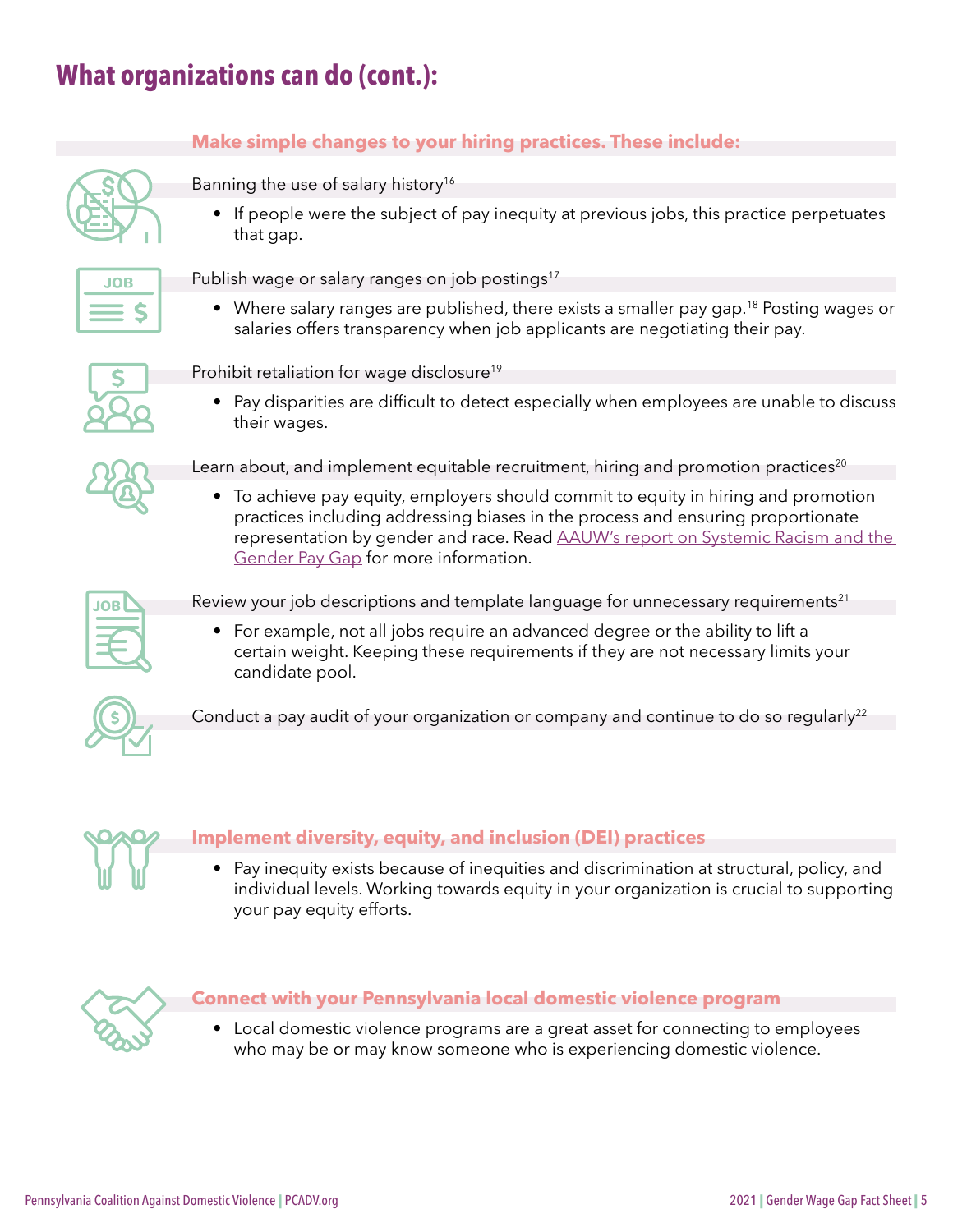# What organizations can do (cont.):

## Make simple changes to your hiring practices. These include:

Banning the use of salary history[16]

- If people were the subject of pay inequity at previous jobs, this practice perpetuates that gap.

Publish wage or salary ranges on job postings[17]

- Where salary ranges are published, there exists a smaller pay gap.[18] Posting wages or salaries offers transparency when job applicants are negotiating their pay.

Prohibit retaliation for wage disclosure[19]

- Pay disparities are difficult to detect especially when employees are unable to discuss their wages.

Learn about, and implement equitable recruitment, hiring and promotion practices[20]

- To achieve pay equity, employers should commit to equity in hiring and promotion practices including addressing biases in the process and ensuring proportionate representation by gender and race. Read AAUW's report on Systemic Racism and the Gender Pay Gap for more information.

Review your job descriptions and template language for unnecessary requirements[21]

- For example, not all jobs require an advanced degree or the ability to lift a certain weight. Keeping these requirements if they are not necessary limits your candidate pool.

Conduct a pay audit of your organization or company and continue to do so regularly[22]

## Implement diversity, equity, and inclusion (DEI) practices

- Pay inequity exists because of inequities and discrimination at structural, policy, and individual levels. Working towards equity in your organization is crucial to supporting your pay equity efforts.

## Connect with your Pennsylvania local domestic violence program

- Local domestic violence programs are a great asset for connecting to employees who may be or may know someone who is experiencing domestic violence.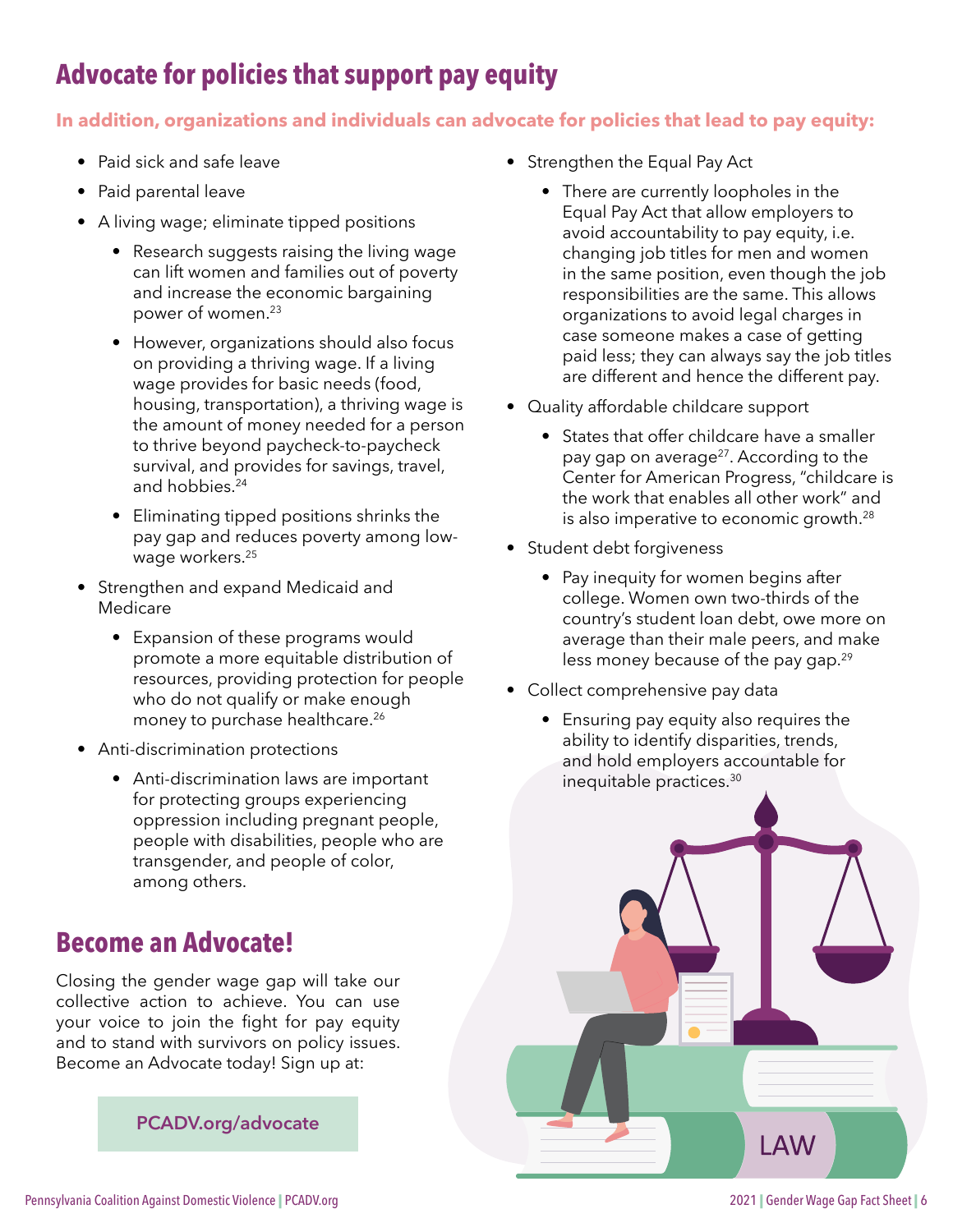## Advocate for policies that support pay equity

**In addition, organizations and individuals can advocate for policies that lead to pay equity:**

- Paid sick and safe leave
- Paid parental leave
- A living wage; eliminate tipped positions
  - Research suggests raising the living wage can lift women and families out of poverty and increase the economic bargaining power of women.[23]
  - However, organizations should also focus on providing a thriving wage. If a living wage provides for basic needs (food, housing, transportation), a thriving wage is the amount of money needed for a person to thrive beyond paycheck-to-paycheck survival, and provides for savings, travel, and hobbies.[24]
  - Eliminating tipped positions shrinks the pay gap and reduces poverty among low-wage workers.[25]
- Strengthen and expand Medicaid and Medicare
  - Expansion of these programs would promote a more equitable distribution of resources, providing protection for people who do not qualify or make enough money to purchase healthcare.[26]
- Anti-discrimination protections
  - Anti-discrimination laws are important for protecting groups experiencing oppression including pregnant people, people with disabilities, people who are transgender, and people of color, among others.
- Strengthen the Equal Pay Act
  - There are currently loopholes in the Equal Pay Act that allow employers to avoid accountability to pay equity, i.e. changing job titles for men and women in the same position, even though the job responsibilities are the same. This allows organizations to avoid legal charges in case someone makes a case of getting paid less; they can always say the job titles are different and hence the different pay.
- Quality affordable childcare support
  - States that offer childcare have a smaller pay gap on average[27]. According to the Center for American Progress, "childcare is the work that enables all other work" and is also imperative to economic growth.[28]
- Student debt forgiveness
  - Pay inequity for women begins after college. Women own two-thirds of the country's student loan debt, owe more on average than their male peers, and make less money because of the pay gap.[29]
- Collect comprehensive pay data
  - Ensuring pay equity also requires the ability to identify disparities, trends, and hold employers accountable for inequitable practices.[30]

## Become an Advocate!

Closing the gender wage gap will take our collective action to achieve. You can use your voice to join the fight for pay equity and to stand with survivors on policy issues. Become an Advocate today! Sign up at:

**PCADV.org/advocate**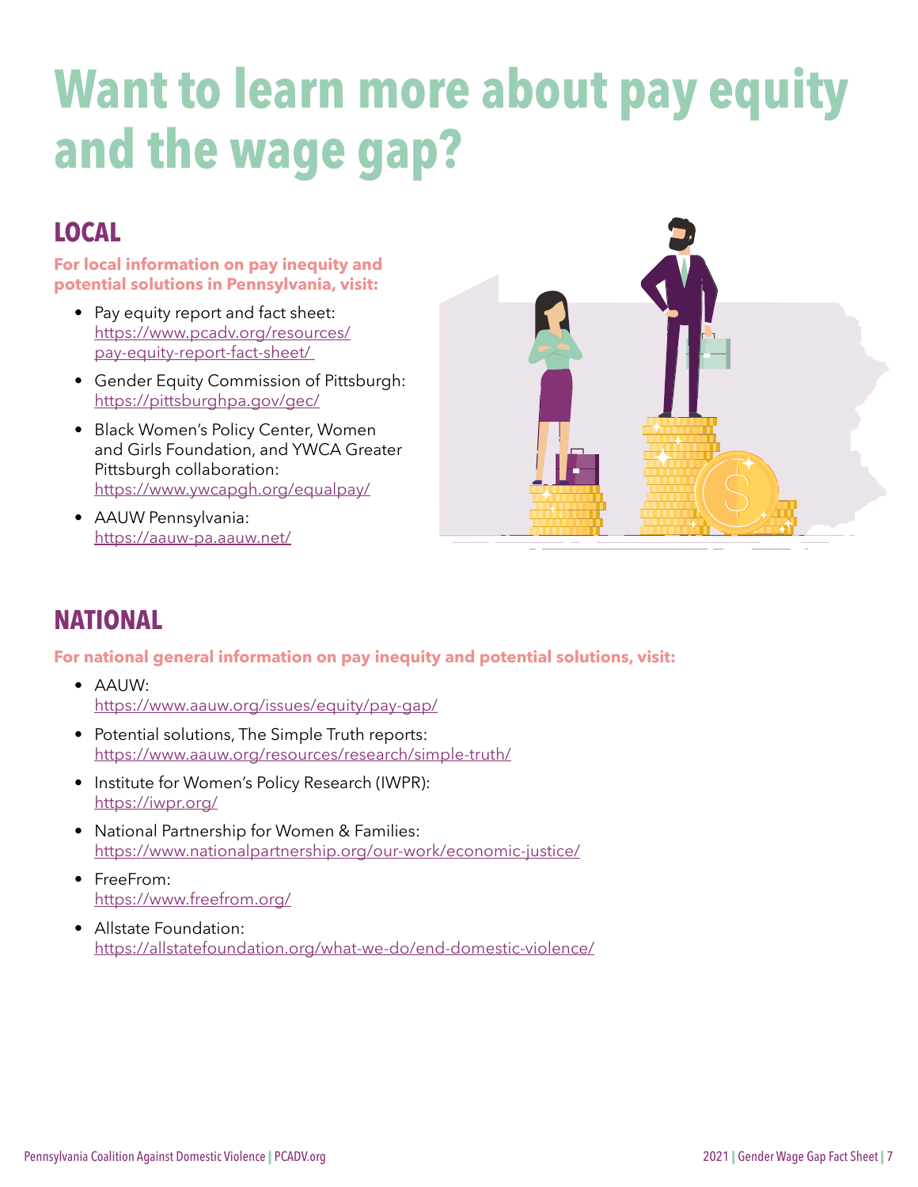# Want to learn more about pay equity and the wage gap?

## LOCAL

**For local information on pay inequity and potential solutions in Pennsylvania, visit:**

- Pay equity report and fact sheet: https://www.pcadv.org/resources/pay-equity-report-fact-sheet/
- Gender Equity Commission of Pittsburgh: https://pittsburghpa.gov/gec/
- Black Women's Policy Center, Women and Girls Foundation, and YWCA Greater Pittsburgh collaboration: https://www.ywcapgh.org/equalpay/
- AAUW Pennsylvania: https://aauw-pa.aauw.net/

## NATIONAL

**For national general information on pay inequity and potential solutions, visit:**

- AAUW: https://www.aauw.org/issues/equity/pay-gap/
- Potential solutions, The Simple Truth reports: https://www.aauw.org/resources/research/simple-truth/
- Institute for Women's Policy Research (IWPR): https://iwpr.org/
- National Partnership for Women & Families: https://www.nationalpartnership.org/our-work/economic-justice/
- FreeFrom: https://www.freefrom.org/
- Allstate Foundation: https://allstatefoundation.org/what-we-do/end-domestic-violence/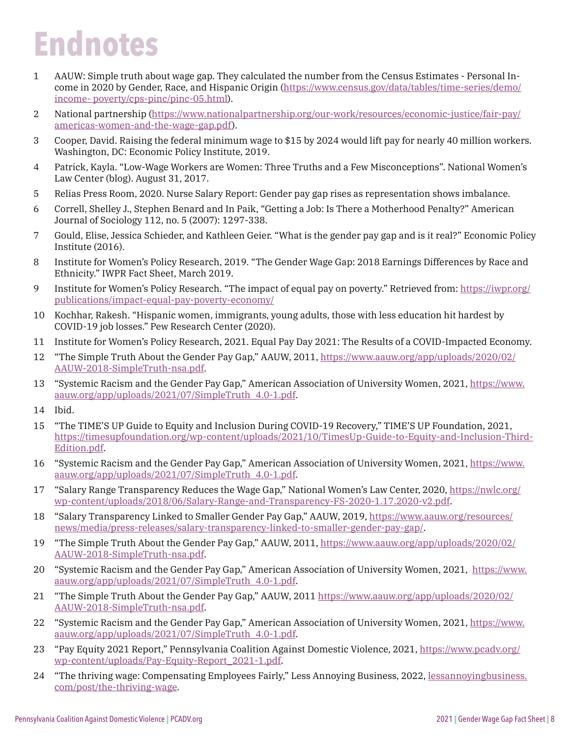# Endnotes

1. AAUW: Simple truth about wage gap. They calculated the number from the Census Estimates - Personal Income in 2020 by Gender, Race, and Hispanic Origin (https://www.census.gov/data/tables/time-series/demo/income- poverty/cps-pinc/pinc-05.html).
2. National partnership (https://www.nationalpartnership.org/our-work/resources/economic-justice/fair-pay/americas-women-and-the-wage-gap.pdf).
3. Cooper, David. Raising the federal minimum wage to $15 by 2024 would lift pay for nearly 40 million workers. Washington, DC: Economic Policy Institute, 2019.
4. Patrick, Kayla. "Low-Wage Workers are Women: Three Truths and a Few Misconceptions". National Women's Law Center (blog). August 31, 2017.
5. Relias Press Room, 2020. Nurse Salary Report: Gender pay gap rises as representation shows imbalance.
6. Correll, Shelley J., Stephen Benard and In Paik, "Getting a Job: Is There a Motherhood Penalty?" American Journal of Sociology 112, no. 5 (2007): 1297-338.
7. Gould, Elise, Jessica Schieder, and Kathleen Geier. "What is the gender pay gap and is it real?" Economic Policy Institute (2016).
8. Institute for Women's Policy Research, 2019. "The Gender Wage Gap: 2018 Earnings Differences by Race and Ethnicity." IWPR Fact Sheet, March 2019.
9. Institute for Women's Policy Research. "The impact of equal pay on poverty." Retrieved from: https://iwpr.org/publications/impact-equal-pay-poverty-economy/
10. Kochhar, Rakesh. "Hispanic women, immigrants, young adults, those with less education hit hardest by COVID-19 job losses." Pew Research Center (2020).
11. Institute for Women's Policy Research, 2021. Equal Pay Day 2021: The Results of a COVID-Impacted Economy.
12. "The Simple Truth About the Gender Pay Gap," AAUW, 2011, https://www.aauw.org/app/uploads/2020/02/AAUW-2018-SimpleTruth-nsa.pdf.
13. "Systemic Racism and the Gender Pay Gap," American Association of University Women, 2021, https://www.aauw.org/app/uploads/2021/07/SimpleTruth_4.0-1.pdf.
14. Ibid.
15. "The TIME'S UP Guide to Equity and Inclusion During COVID-19 Recovery," TIME'S UP Foundation, 2021, https://timesupfoundation.org/wp-content/uploads/2021/10/TimesUp-Guide-to-Equity-and-Inclusion-Third-Edition.pdf.
16. "Systemic Racism and the Gender Pay Gap," American Association of University Women, 2021, https://www.aauw.org/app/uploads/2021/07/SimpleTruth_4.0-1.pdf.
17. "Salary Range Transparency Reduces the Wage Gap," National Women's Law Center, 2020, https://nwlc.org/wp-content/uploads/2018/06/Salary-Range-and-Transparency-FS-2020-1.17.2020-v2.pdf.
18. "Salary Transparency Linked to Smaller Gender Pay Gap," AAUW, 2019, https://www.aauw.org/resources/news/media/press-releases/salary-transparency-linked-to-smaller-gender-pay-gap/.
19. "The Simple Truth About the Gender Pay Gap," AAUW, 2011, https://www.aauw.org/app/uploads/2020/02/AAUW-2018-SimpleTruth-nsa.pdf.
20. "Systemic Racism and the Gender Pay Gap," American Association of University Women, 2021, https://www.aauw.org/app/uploads/2021/07/SimpleTruth_4.0-1.pdf.
21. "The Simple Truth About the Gender Pay Gap," AAUW, 2011 https://www.aauw.org/app/uploads/2020/02/AAUW-2018-SimpleTruth-nsa.pdf.
22. "Systemic Racism and the Gender Pay Gap," American Association of University Women, 2021, https://www.aauw.org/app/uploads/2021/07/SimpleTruth_4.0-1.pdf.
23. "Pay Equity 2021 Report," Pennsylvania Coalition Against Domestic Violence, 2021, https://www.pcadv.org/wp-content/uploads/Pay-Equity-Report_2021-1.pdf.
24. "The thriving wage: Compensating Employees Fairly," Less Annoying Business, 2022, lessannoyingbusiness.com/post/the-thriving-wage.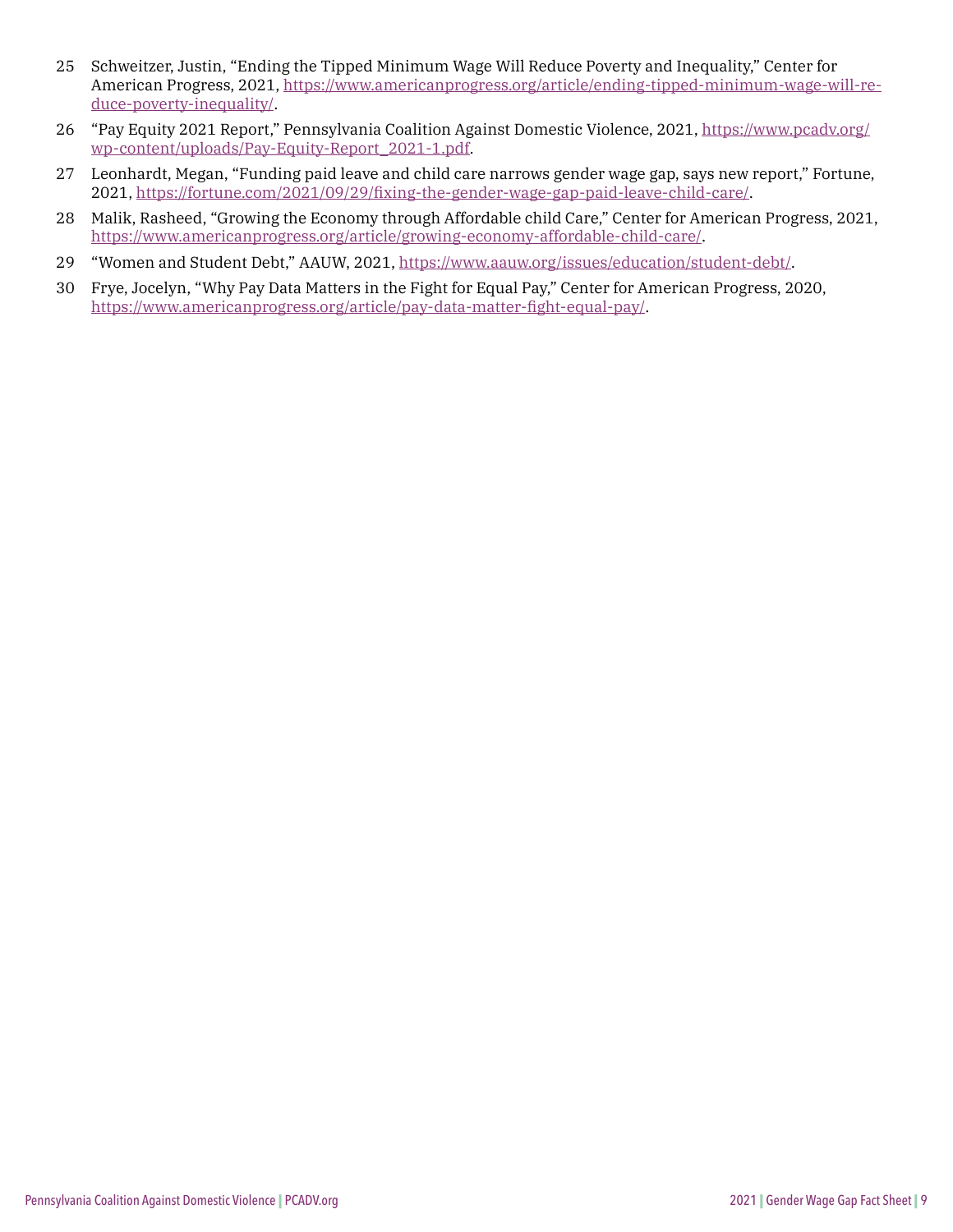25 Schweitzer, Justin, "Ending the Tipped Minimum Wage Will Reduce Poverty and Inequality," Center for American Progress, 2021, https://www.americanprogress.org/article/ending-tipped-minimum-wage-will-reduce-poverty-inequality/.

26 "Pay Equity 2021 Report," Pennsylvania Coalition Against Domestic Violence, 2021, https://www.pcadv.org/wp-content/uploads/Pay-Equity-Report_2021-1.pdf.

27 Leonhardt, Megan, "Funding paid leave and child care narrows gender wage gap, says new report," Fortune, 2021, https://fortune.com/2021/09/29/fixing-the-gender-wage-gap-paid-leave-child-care/.

28 Malik, Rasheed, "Growing the Economy through Affordable child Care," Center for American Progress, 2021, https://www.americanprogress.org/article/growing-economy-affordable-child-care/.

29 "Women and Student Debt," AAUW, 2021, https://www.aauw.org/issues/education/student-debt/.

30 Frye, Jocelyn, "Why Pay Data Matters in the Fight for Equal Pay," Center for American Progress, 2020, https://www.americanprogress.org/article/pay-data-matter-fight-equal-pay/.